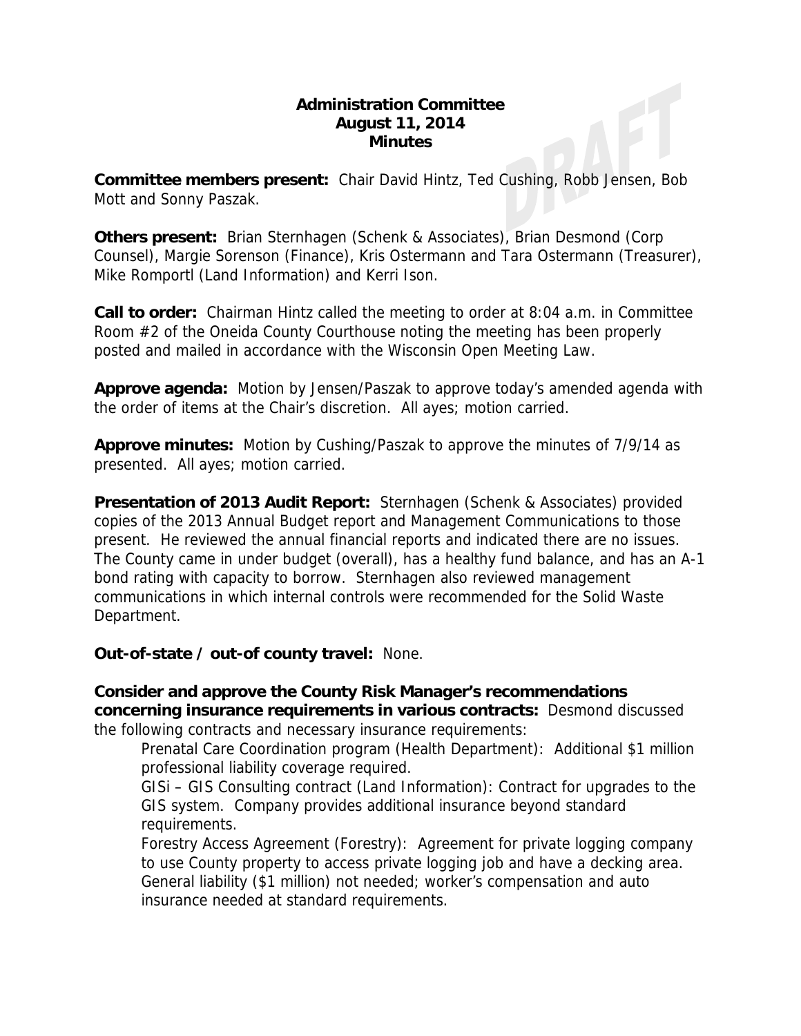**Administration Committee**
**August 11, 2014**
**Minutes**

**Committee members present:** Chair David Hintz, Ted Cushing, Robb Jensen, Bob Mott and Sonny Paszak.

**Others present:** Brian Sternhagen (Schenk & Associates), Brian Desmond (Corp Counsel), Margie Sorenson (Finance), Kris Ostermann and Tara Ostermann (Treasurer), Mike Romportl (Land Information) and Kerri Ison.

**Call to order:** Chairman Hintz called the meeting to order at 8:04 a.m. in Committee Room #2 of the Oneida County Courthouse noting the meeting has been properly posted and mailed in accordance with the Wisconsin Open Meeting Law.

**Approve agenda:** Motion by Jensen/Paszak to approve today's amended agenda with the order of items at the Chair's discretion. All ayes; motion carried.

**Approve minutes:** Motion by Cushing/Paszak to approve the minutes of 7/9/14 as presented. All ayes; motion carried.

**Presentation of 2013 Audit Report:** Sternhagen (Schenk & Associates) provided copies of the 2013 Annual Budget report and Management Communications to those present. He reviewed the annual financial reports and indicated there are no issues. The County came in under budget (overall), has a healthy fund balance, and has an A-1 bond rating with capacity to borrow. Sternhagen also reviewed management communications in which internal controls were recommended for the Solid Waste Department.

**Out-of-state / out-of county travel:** None.

**Consider and approve the County Risk Manager's recommendations concerning insurance requirements in various contracts:** Desmond discussed the following contracts and necessary insurance requirements:

Prenatal Care Coordination program (Health Department): Additional $1 million professional liability coverage required.

GISi – GIS Consulting contract (Land Information): Contract for upgrades to the GIS system. Company provides additional insurance beyond standard requirements.

Forestry Access Agreement (Forestry): Agreement for private logging company to use County property to access private logging job and have a decking area. General liability ($1 million) not needed; worker's compensation and auto insurance needed at standard requirements.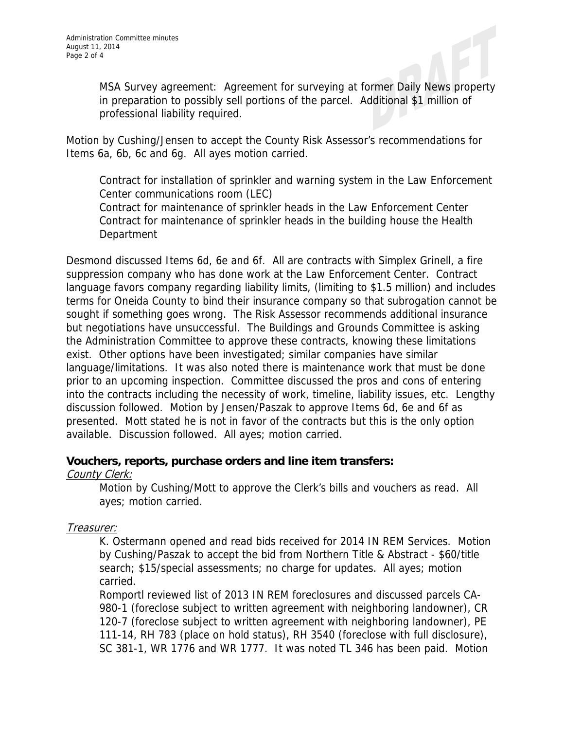MSA Survey agreement: Agreement for surveying at former Daily News property in preparation to possibly sell portions of the parcel. Additional $1 million of professional liability required.

Motion by Cushing/Jensen to accept the County Risk Assessor's recommendations for Items 6a, 6b, 6c and 6g. All ayes motion carried.

Contract for installation of sprinkler and warning system in the Law Enforcement Center communications room (LEC)
Contract for maintenance of sprinkler heads in the Law Enforcement Center
Contract for maintenance of sprinkler heads in the building house the Health Department

Desmond discussed Items 6d, 6e and 6f. All are contracts with Simplex Grinell, a fire suppression company who has done work at the Law Enforcement Center. Contract language favors company regarding liability limits, (limiting to $1.5 million) and includes terms for Oneida County to bind their insurance company so that subrogation cannot be sought if something goes wrong. The Risk Assessor recommends additional insurance but negotiations have unsuccessful. The Buildings and Grounds Committee is asking the Administration Committee to approve these contracts, knowing these limitations exist. Other options have been investigated; similar companies have similar language/limitations. It was also noted there is maintenance work that must be done prior to an upcoming inspection. Committee discussed the pros and cons of entering into the contracts including the necessity of work, timeline, liability issues, etc. Lengthy discussion followed. Motion by Jensen/Paszak to approve Items 6d, 6e and 6f as presented. Mott stated he is not in favor of the contracts but this is the only option available. Discussion followed. All ayes; motion carried.

**Vouchers, reports, purchase orders and line item transfers:**

*County Clerk:*

Motion by Cushing/Mott to approve the Clerk's bills and vouchers as read. All ayes; motion carried.

*Treasurer:*

K. Ostermann opened and read bids received for 2014 IN REM Services. Motion by Cushing/Paszak to accept the bid from Northern Title & Abstract - $60/title search; $15/special assessments; no charge for updates. All ayes; motion carried.

Romportl reviewed list of 2013 IN REM foreclosures and discussed parcels CA-980-1 (foreclose subject to written agreement with neighboring landowner), CR 120-7 (foreclose subject to written agreement with neighboring landowner), PE 111-14, RH 783 (place on hold status), RH 3540 (foreclose with full disclosure), SC 381-1, WR 1776 and WR 1777. It was noted TL 346 has been paid. Motion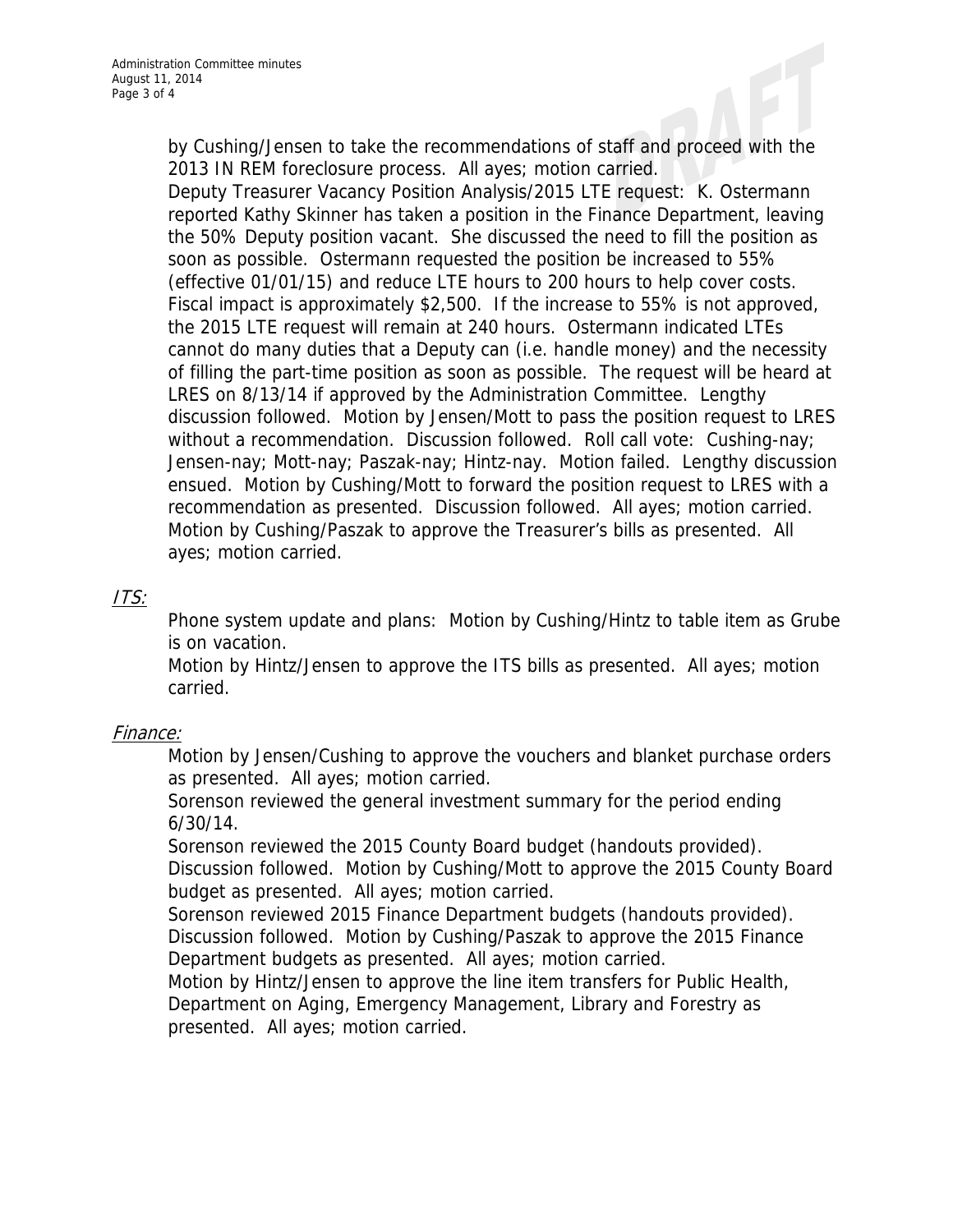by Cushing/Jensen to take the recommendations of staff and proceed with the 2013 IN REM foreclosure process. All ayes; motion carried.

Deputy Treasurer Vacancy Position Analysis/2015 LTE request: K. Ostermann reported Kathy Skinner has taken a position in the Finance Department, leaving the 50% Deputy position vacant. She discussed the need to fill the position as soon as possible. Ostermann requested the position be increased to 55% (effective 01/01/15) and reduce LTE hours to 200 hours to help cover costs. Fiscal impact is approximately $2,500. If the increase to 55% is not approved, the 2015 LTE request will remain at 240 hours. Ostermann indicated LTEs cannot do many duties that a Deputy can (i.e. handle money) and the necessity of filling the part-time position as soon as possible. The request will be heard at LRES on 8/13/14 if approved by the Administration Committee. Lengthy discussion followed. Motion by Jensen/Mott to pass the position request to LRES without a recommendation. Discussion followed. Roll call vote: Cushing-nay; Jensen-nay; Mott-nay; Paszak-nay; Hintz-nay. Motion failed. Lengthy discussion ensued. Motion by Cushing/Mott to forward the position request to LRES with a recommendation as presented. Discussion followed. All ayes; motion carried.

Motion by Cushing/Paszak to approve the Treasurer's bills as presented. All ayes; motion carried.

*ITS:*

Phone system update and plans: Motion by Cushing/Hintz to table item as Grube is on vacation.

Motion by Hintz/Jensen to approve the ITS bills as presented. All ayes; motion carried.

*Finance:*

Motion by Jensen/Cushing to approve the vouchers and blanket purchase orders as presented. All ayes; motion carried.

Sorenson reviewed the general investment summary for the period ending 6/30/14.

Sorenson reviewed the 2015 County Board budget (handouts provided). Discussion followed. Motion by Cushing/Mott to approve the 2015 County Board budget as presented. All ayes; motion carried.

Sorenson reviewed 2015 Finance Department budgets (handouts provided). Discussion followed. Motion by Cushing/Paszak to approve the 2015 Finance Department budgets as presented. All ayes; motion carried.

Motion by Hintz/Jensen to approve the line item transfers for Public Health, Department on Aging, Emergency Management, Library and Forestry as presented. All ayes; motion carried.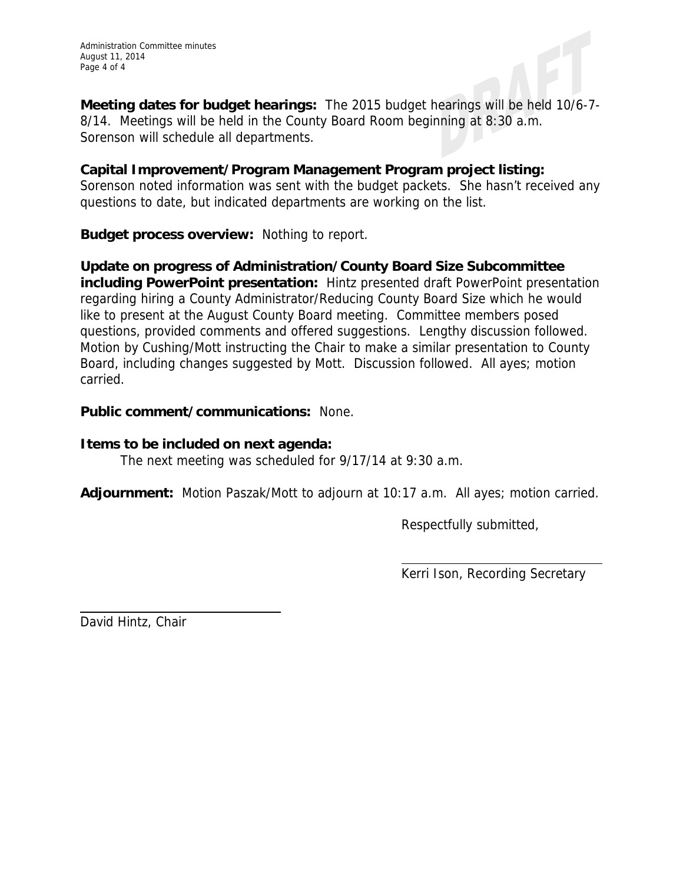**Meeting dates for budget hearings:** The 2015 budget hearings will be held 10/6-7-8/14. Meetings will be held in the County Board Room beginning at 8:30 a.m. Sorenson will schedule all departments.

**Capital Improvement/Program Management Program project listing:** Sorenson noted information was sent with the budget packets. She hasn't received any questions to date, but indicated departments are working on the list.

**Budget process overview:** Nothing to report.

**Update on progress of Administration/County Board Size Subcommittee including PowerPoint presentation:** Hintz presented draft PowerPoint presentation regarding hiring a County Administrator/Reducing County Board Size which he would like to present at the August County Board meeting. Committee members posed questions, provided comments and offered suggestions. Lengthy discussion followed. Motion by Cushing/Mott instructing the Chair to make a similar presentation to County Board, including changes suggested by Mott. Discussion followed. All ayes; motion carried.

**Public comment/communications:** None.

**Items to be included on next agenda:**

The next meeting was scheduled for 9/17/14 at 9:30 a.m.

**Adjournment:** Motion Paszak/Mott to adjourn at 10:17 a.m. All ayes; motion carried.

Respectfully submitted,

Kerri Ison, Recording Secretary

David Hintz, Chair